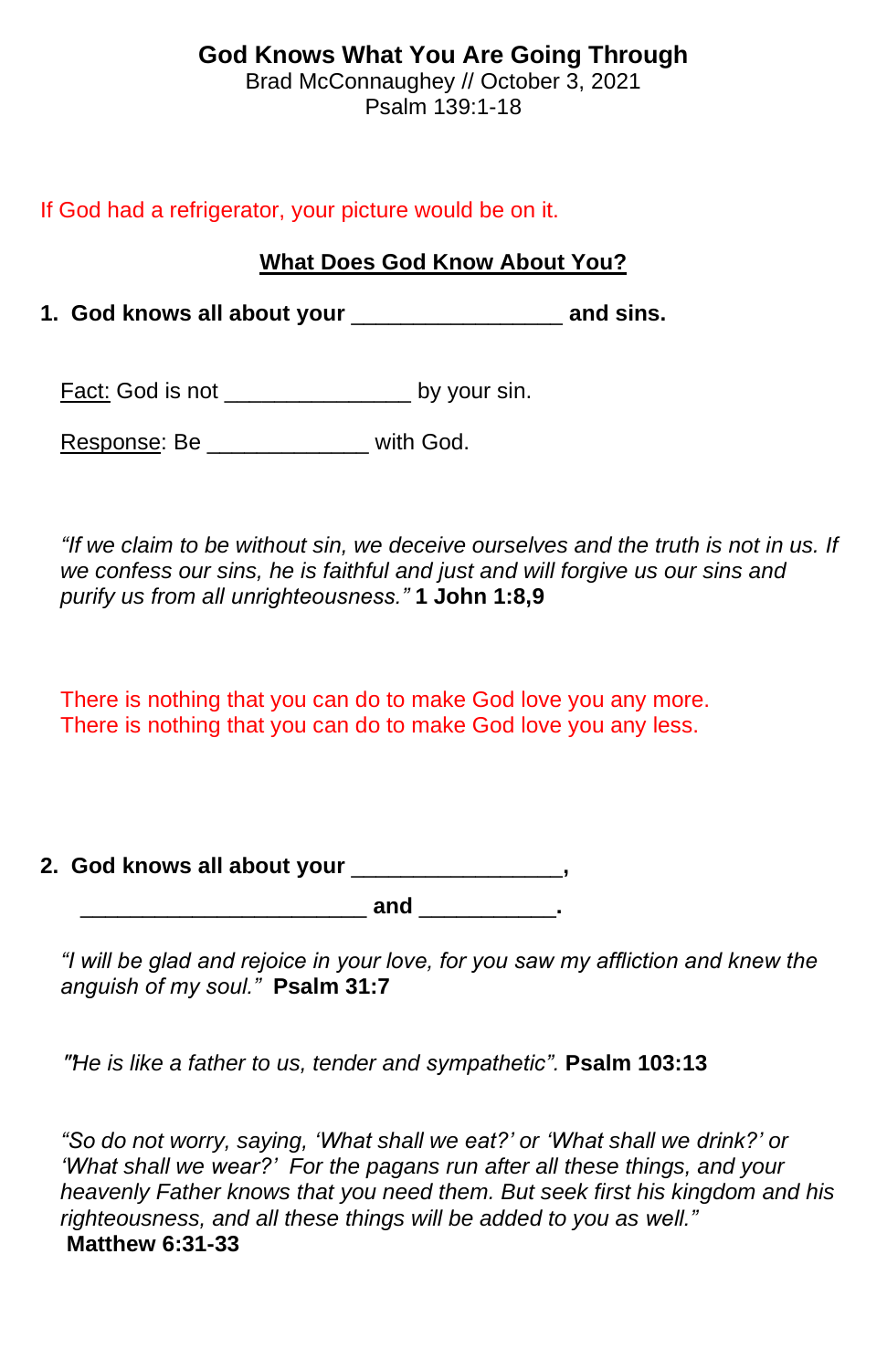# God Knows What You Are Going Through

Brad McConnaughey // October 3, 2021

Psalm 139:1-18

If God had a refrigerator, your picture would be on it.

## What Does God Know About You?

**1. God knows all about your ________________ and sins.**

Fact: God is not ______________ by your sin.

Response: Be ____________ with God.

*"If we claim to be without sin, we deceive ourselves and the truth is not in us. If we confess our sins, he is faithful and just and will forgive us our sins and purify us from all unrighteousness."* **1 John 1:8,9**

There is nothing that you can do to make God love you any more.
There is nothing that you can do to make God love you any less.

**2. God knows all about your ________________,**

**______________________ and __________.**

*"I will be glad and rejoice in your love, for you saw my affliction and knew the anguish of my soul."* **Psalm 31:7**

*"He is like a father to us, tender and sympathetic".* **Psalm 103:13**

*"So do not worry, saying, 'What shall we eat?' or 'What shall we drink?' or 'What shall we wear?' For the pagans run after all these things, and your heavenly Father knows that you need them. But seek first his kingdom and his righteousness, and all these things will be added to you as well."*
**Matthew 6:31-33**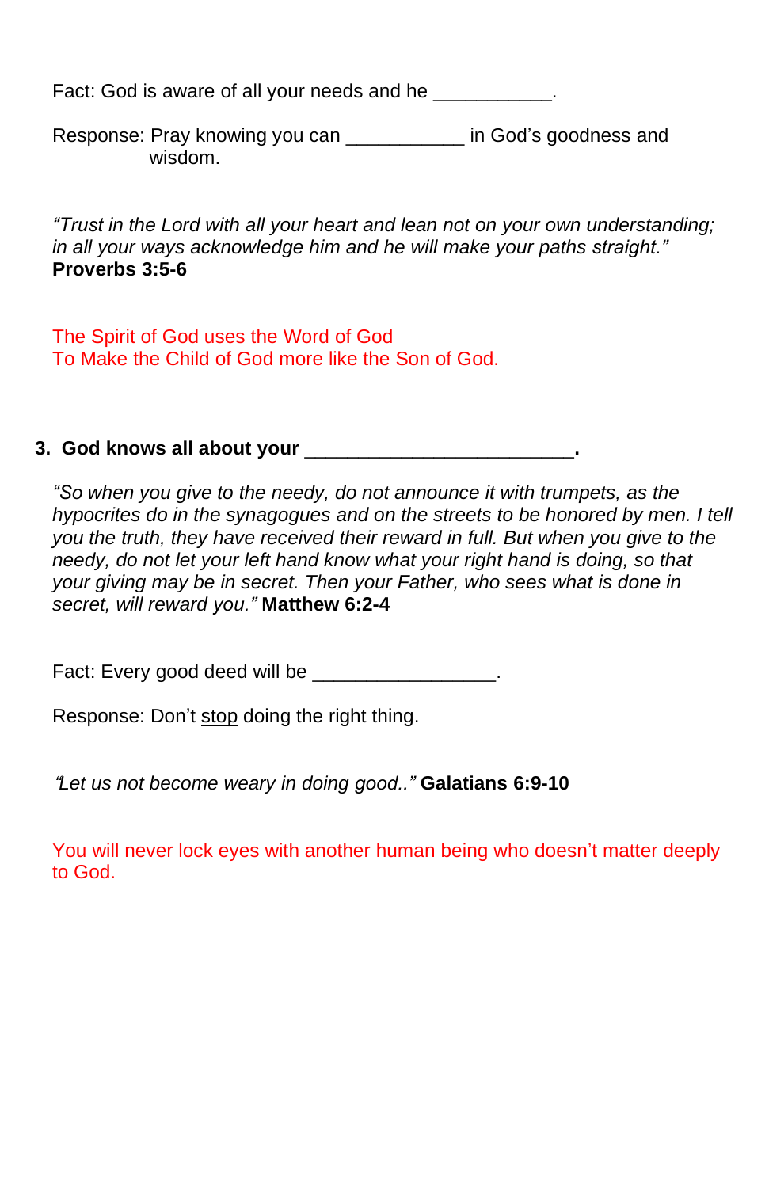Fact: God is aware of all your needs and he ___________.

Response: Pray knowing you can ___________ in God's goodness and wisdom.

*"Trust in the Lord with all your heart and lean not on your own understanding; in all your ways acknowledge him and he will make your paths straight."* **Proverbs 3:5-6**

The Spirit of God uses the Word of God
To Make the Child of God more like the Son of God.

**3. God knows all about your _________________________.**

*"So when you give to the needy, do not announce it with trumpets, as the hypocrites do in the synagogues and on the streets to be honored by men. I tell you the truth, they have received their reward in full. But when you give to the needy, do not let your left hand know what your right hand is doing, so that your giving may be in secret. Then your Father, who sees what is done in secret, will reward you."* **Matthew 6:2-4**

Fact: Every good deed will be _________________.

Response: Don't <u>stop</u> doing the right thing.

*"Let us not become weary in doing good.."* **Galatians 6:9-10**

You will never lock eyes with another human being who doesn't matter deeply to God.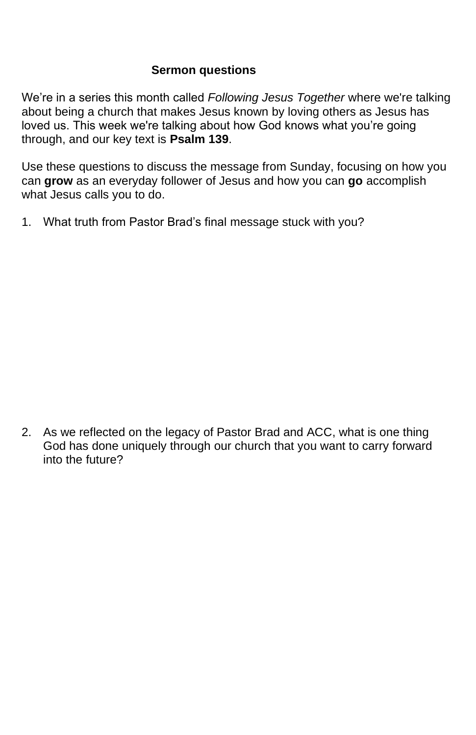**Sermon questions**

We're in a series this month called *Following Jesus Together* where we're talking about being a church that makes Jesus known by loving others as Jesus has loved us. This week we're talking about how God knows what you're going through, and our key text is **Psalm 139**.

Use these questions to discuss the message from Sunday, focusing on how you can **grow** as an everyday follower of Jesus and how you can **go** accomplish what Jesus calls you to do.

1. What truth from Pastor Brad's final message stuck with you?

2. As we reflected on the legacy of Pastor Brad and ACC, what is one thing God has done uniquely through our church that you want to carry forward into the future?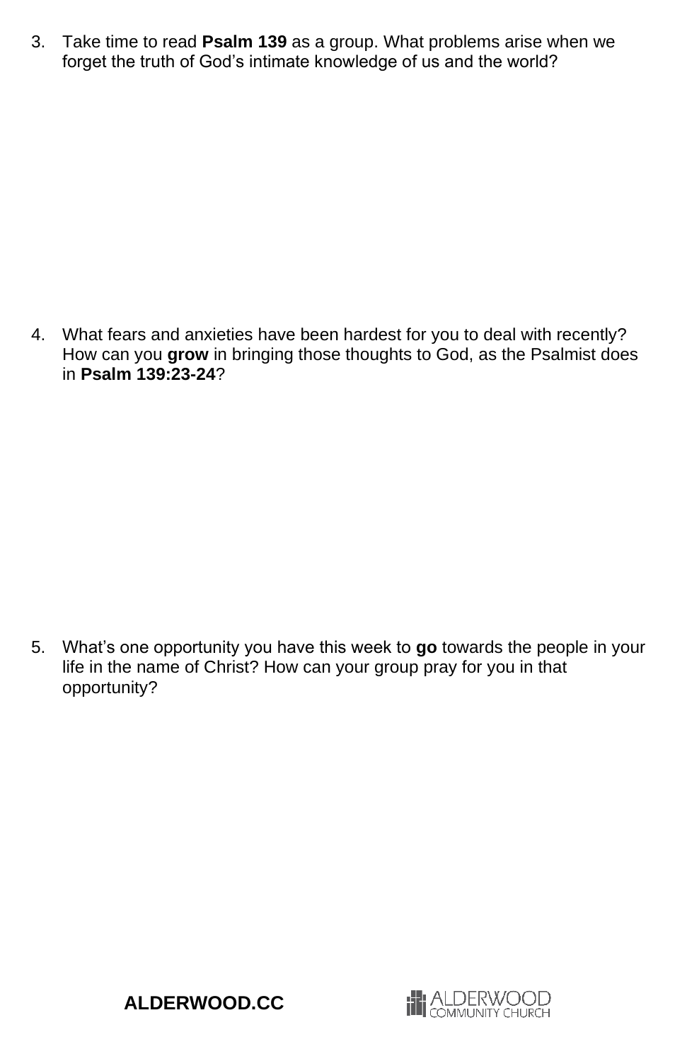3. Take time to read **Psalm 139** as a group. What problems arise when we forget the truth of God's intimate knowledge of us and the world?

4. What fears and anxieties have been hardest for you to deal with recently? How can you **grow** in bringing those thoughts to God, as the Psalmist does in **Psalm 139:23-24**?

5. What's one opportunity you have this week to **go** towards the people in your life in the name of Christ? How can your group pray for you in that opportunity?

**ALDERWOOD.CC**

ALDERWOOD COMMUNITY CHURCH